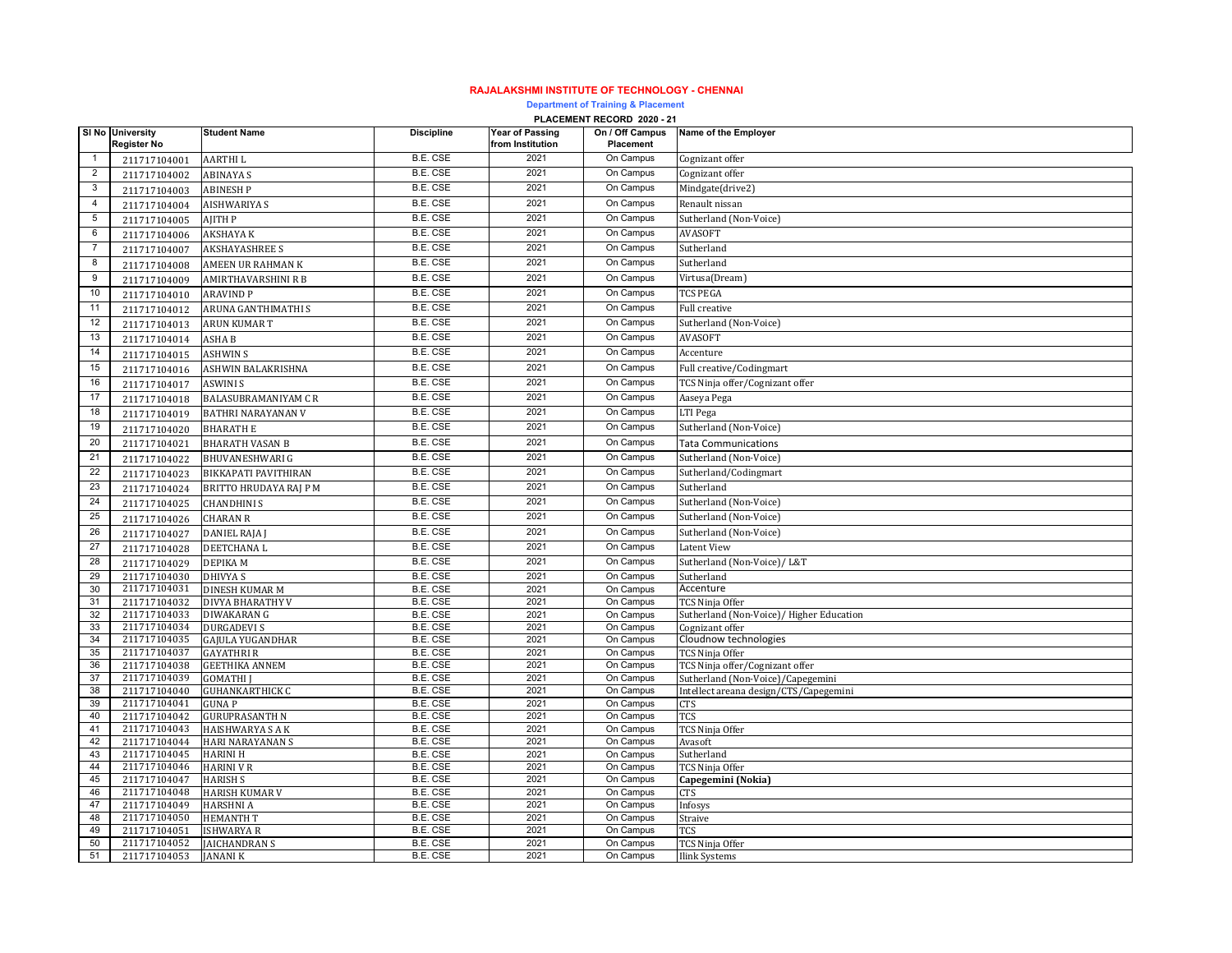# RAJALAKSHMI INSTITUTE OF TECHNOLOGY - CHENNAI

## Department of Training & Placement

### PLACEMENT RECORD 2020 - 21

| Sl No | University Register No | Student Name | Discipline | Year of Passing from Institution | On / Off Campus Placement | Name of the Employer |
|---|---|---|---|---|---|---|
| 1 | 211717104001 | AARTHI L | B.E. CSE | 2021 | On Campus | Cognizant offer |
| 2 | 211717104002 | ABINAYA S | B.E. CSE | 2021 | On Campus | Cognizant offer |
| 3 | 211717104003 | ABINESH P | B.E. CSE | 2021 | On Campus | Mindgate(drive2) |
| 4 | 211717104004 | AISHWARIYA S | B.E. CSE | 2021 | On Campus | Renault nissan |
| 5 | 211717104005 | AJITH P | B.E. CSE | 2021 | On Campus | Sutherland (Non-Voice) |
| 6 | 211717104006 | AKSHAYA K | B.E. CSE | 2021 | On Campus | AVASOFT |
| 7 | 211717104007 | AKSHAYASHREE S | B.E. CSE | 2021 | On Campus | Sutherland |
| 8 | 211717104008 | AMEEN UR RAHMAN K | B.E. CSE | 2021 | On Campus | Sutherland |
| 9 | 211717104009 | AMIRTHAVARSHINI R B | B.E. CSE | 2021 | On Campus | Virtusa(Dream) |
| 10 | 211717104010 | ARAVIND P | B.E. CSE | 2021 | On Campus | TCS PEGA |
| 11 | 211717104012 | ARUNA GANTHIMATHI S | B.E. CSE | 2021 | On Campus | Full creative |
| 12 | 211717104013 | ARUN KUMAR T | B.E. CSE | 2021 | On Campus | Sutherland (Non-Voice) |
| 13 | 211717104014 | ASHA B | B.E. CSE | 2021 | On Campus | AVASOFT |
| 14 | 211717104015 | ASHWIN S | B.E. CSE | 2021 | On Campus | Accenture |
| 15 | 211717104016 | ASHWIN BALAKRISHNA | B.E. CSE | 2021 | On Campus | Full creative/Codingmart |
| 16 | 211717104017 | ASWINI S | B.E. CSE | 2021 | On Campus | TCS Ninja offer/Cognizant offer |
| 17 | 211717104018 | BALASUBRAMANIYAM C R | B.E. CSE | 2021 | On Campus | Aaseya Pega |
| 18 | 211717104019 | BATHRI NARAYANAN V | B.E. CSE | 2021 | On Campus | LTI Pega |
| 19 | 211717104020 | BHARATH E | B.E. CSE | 2021 | On Campus | Sutherland (Non-Voice) |
| 20 | 211717104021 | BHARATH VASAN B | B.E. CSE | 2021 | On Campus | Tata Communications |
| 21 | 211717104022 | BHUVANESHWARI G | B.E. CSE | 2021 | On Campus | Sutherland (Non-Voice) |
| 22 | 211717104023 | BIKKAPATI PAVITHIRAN | B.E. CSE | 2021 | On Campus | Sutherland/Codingmart |
| 23 | 211717104024 | BRITTO HRUDAYA RAJ P M | B.E. CSE | 2021 | On Campus | Sutherland |
| 24 | 211717104025 | CHANDHINI S | B.E. CSE | 2021 | On Campus | Sutherland (Non-Voice) |
| 25 | 211717104026 | CHARAN R | B.E. CSE | 2021 | On Campus | Sutherland (Non-Voice) |
| 26 | 211717104027 | DANIEL RAJA J | B.E. CSE | 2021 | On Campus | Sutherland (Non-Voice) |
| 27 | 211717104028 | DEETCHANA L | B.E. CSE | 2021 | On Campus | Latent View |
| 28 | 211717104029 | DEPIKA M | B.E. CSE | 2021 | On Campus | Sutherland (Non-Voice)/ L&T |
| 29 | 211717104030 | DHIVYA S | B.E. CSE | 2021 | On Campus | Sutherland |
| 30 | 211717104031 | DINESH KUMAR M | B.E. CSE | 2021 | On Campus | Accenture |
| 31 | 211717104032 | DIVYA BHARATHY V | B.E. CSE | 2021 | On Campus | TCS Ninja Offer |
| 32 | 211717104033 | DIWAKARAN G | B.E. CSE | 2021 | On Campus | Sutherland (Non-Voice)/ Higher Education |
| 33 | 211717104034 | DURGADEVI S | B.E. CSE | 2021 | On Campus | Cognizant offer |
| 34 | 211717104035 | GAJULA YUGANDHAR | B.E. CSE | 2021 | On Campus | Cloudnow technologies |
| 35 | 211717104037 | GAYATHRI R | B.E. CSE | 2021 | On Campus | TCS Ninja Offer |
| 36 | 211717104038 | GEETHIKA ANNEM | B.E. CSE | 2021 | On Campus | TCS Ninja offer/Cognizant offer |
| 37 | 211717104039 | GOMATHI J | B.E. CSE | 2021 | On Campus | Sutherland (Non-Voice)/Capegemini |
| 38 | 211717104040 | GUHANKARTHICK C | B.E. CSE | 2021 | On Campus | Intellect areana design/CTS/Capegemini |
| 39 | 211717104041 | GUNA P | B.E. CSE | 2021 | On Campus | CTS |
| 40 | 211717104042 | GURUPRASANTH N | B.E. CSE | 2021 | On Campus | TCS |
| 41 | 211717104043 | HAISHWARYA S A K | B.E. CSE | 2021 | On Campus | TCS Ninja Offer |
| 42 | 211717104044 | HARI NARAYANAN S | B.E. CSE | 2021 | On Campus | Avasoft |
| 43 | 211717104045 | HARINI H | B.E. CSE | 2021 | On Campus | Sutherland |
| 44 | 211717104046 | HARINI V R | B.E. CSE | 2021 | On Campus | TCS Ninja Offer |
| 45 | 211717104047 | HARISH S | B.E. CSE | 2021 | On Campus | **Capegemini (Nokia)** |
| 46 | 211717104048 | HARISH KUMAR V | B.E. CSE | 2021 | On Campus | CTS |
| 47 | 211717104049 | HARSHNI A | B.E. CSE | 2021 | On Campus | Infosys |
| 48 | 211717104050 | HEMANTH T | B.E. CSE | 2021 | On Campus | Straive |
| 49 | 211717104051 | ISHWARYA R | B.E. CSE | 2021 | On Campus | TCS |
| 50 | 211717104052 | JAICHANDRAN S | B.E. CSE | 2021 | On Campus | TCS Ninja Offer |
| 51 | 211717104053 | JANANI K | B.E. CSE | 2021 | On Campus | Ilink Systems |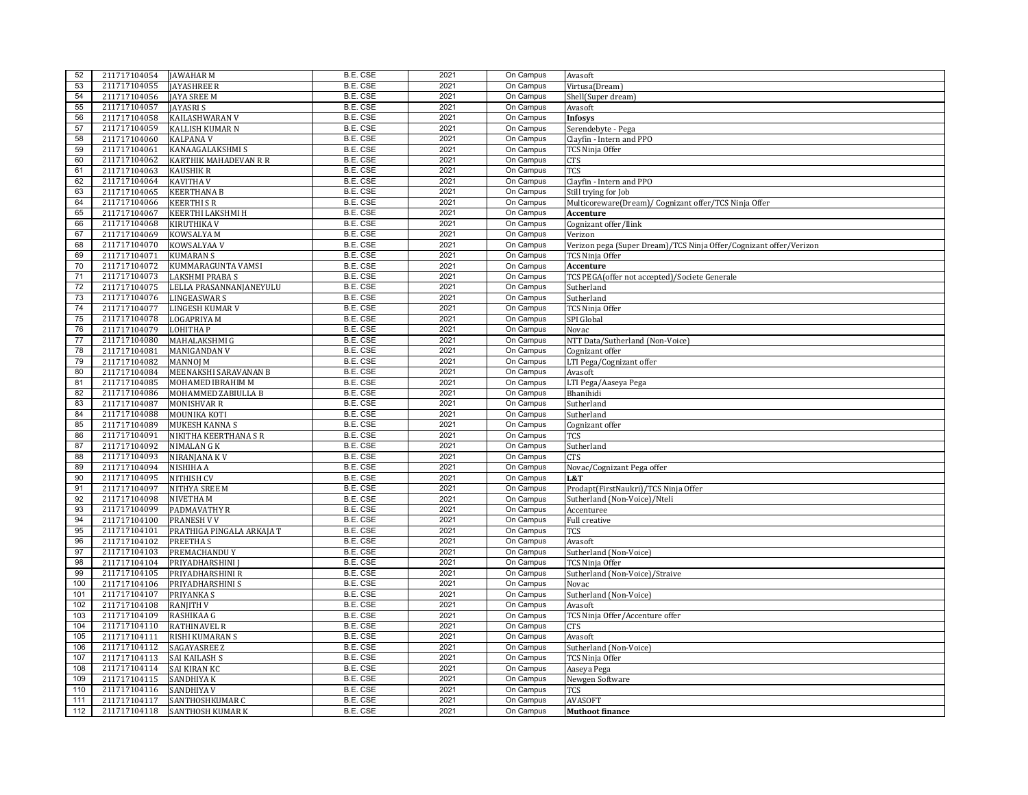| 52 | 211717104054 | JAWAHAR M | B.E. CSE | 2021 | On Campus | Avasoft |
|---|---|---|---|---|---|---|
| 53 | 211717104055 | JAYASHREE R | B.E. CSE | 2021 | On Campus | Virtusa(Dream) |
| 54 | 211717104056 | JAYA SREE M | B.E. CSE | 2021 | On Campus | Shell(Super dream) |
| 55 | 211717104057 | JAYASRI S | B.E. CSE | 2021 | On Campus | Avasoft |
| 56 | 211717104058 | KAILASHWARAN V | B.E. CSE | 2021 | On Campus | **Infosys** |
| 57 | 211717104059 | KALLISH KUMAR N | B.E. CSE | 2021 | On Campus | Serendebyte - Pega |
| 58 | 211717104060 | KALPANA V | B.E. CSE | 2021 | On Campus | Clayfin - Intern and PPO |
| 59 | 211717104061 | KANAAGALAKSHMI S | B.E. CSE | 2021 | On Campus | TCS Ninja Offer |
| 60 | 211717104062 | KARTHIK MAHADEVAN R R | B.E. CSE | 2021 | On Campus | CTS |
| 61 | 211717104063 | KAUSHIK R | B.E. CSE | 2021 | On Campus | TCS |
| 62 | 211717104064 | KAVITHA V | B.E. CSE | 2021 | On Campus | Clayfin - Intern and PPO |
| 63 | 211717104065 | KEERTHANA B | B.E. CSE | 2021 | On Campus | Still trying for Job |
| 64 | 211717104066 | KEERTHI S R | B.E. CSE | 2021 | On Campus | Multicoreware(Dream)/ Cognizant offer/TCS Ninja Offer |
| 65 | 211717104067 | KEERTHI LAKSHMI H | B.E. CSE | 2021 | On Campus | **Accenture** |
| 66 | 211717104068 | KIRUTHIKA V | B.E. CSE | 2021 | On Campus | Cognizant offer/Ilink |
| 67 | 211717104069 | KOWSALYA M | B.E. CSE | 2021 | On Campus | Verizon |
| 68 | 211717104070 | KOWSALYAA V | B.E. CSE | 2021 | On Campus | Verizon pega (Super Dream)/TCS Ninja Offer/Cognizant offer/Verizon |
| 69 | 211717104071 | KUMARAN S | B.E. CSE | 2021 | On Campus | TCS Ninja Offer |
| 70 | 211717104072 | KUMMARAGUNTA VAMSI | B.E. CSE | 2021 | On Campus | **Accenture** |
| 71 | 211717104073 | LAKSHMI PRABA S | B.E. CSE | 2021 | On Campus | TCS PEGA(offer not accepted)/Societe Generale |
| 72 | 211717104075 | LELLA PRASANNANJANEYULU | B.E. CSE | 2021 | On Campus | Sutherland |
| 73 | 211717104076 | LINGEASWAR S | B.E. CSE | 2021 | On Campus | Sutherland |
| 74 | 211717104077 | LINGESH KUMAR V | B.E. CSE | 2021 | On Campus | TCS Ninja Offer |
| 75 | 211717104078 | LOGAPRIYA M | B.E. CSE | 2021 | On Campus | SPI Global |
| 76 | 211717104079 | LOHITHA P | B.E. CSE | 2021 | On Campus | Novac |
| 77 | 211717104080 | MAHALAKSHMI G | B.E. CSE | 2021 | On Campus | NTT Data/Sutherland (Non-Voice) |
| 78 | 211717104081 | MANIGANDAN V | B.E. CSE | 2021 | On Campus | Cognizant offer |
| 79 | 211717104082 | MANNOJ M | B.E. CSE | 2021 | On Campus | LTI Pega/Cognizant offer |
| 80 | 211717104084 | MEENAKSHI SARAVANAN B | B.E. CSE | 2021 | On Campus | Avasoft |
| 81 | 211717104085 | MOHAMED IBRAHIM M | B.E. CSE | 2021 | On Campus | LTI Pega/Aaseya Pega |
| 82 | 211717104086 | MOHAMMED ZABIULLA B | B.E. CSE | 2021 | On Campus | Bhanihidi |
| 83 | 211717104087 | MONISHVAR R | B.E. CSE | 2021 | On Campus | Sutherland |
| 84 | 211717104088 | MOUNIKA KOTI | B.E. CSE | 2021 | On Campus | Sutherland |
| 85 | 211717104089 | MUKESH KANNA S | B.E. CSE | 2021 | On Campus | Cognizant offer |
| 86 | 211717104091 | NIKITHA KEERTHANA S R | B.E. CSE | 2021 | On Campus | TCS |
| 87 | 211717104092 | NIMALAN G K | B.E. CSE | 2021 | On Campus | Sutherland |
| 88 | 211717104093 | NIRANJANA K V | B.E. CSE | 2021 | On Campus | CTS |
| 89 | 211717104094 | NISHIHA A | B.E. CSE | 2021 | On Campus | Novac/Cognizant Pega offer |
| 90 | 211717104095 | NITHISH CV | B.E. CSE | 2021 | On Campus | **L&T** |
| 91 | 211717104097 | NITHYA SREE M | B.E. CSE | 2021 | On Campus | Prodapt(FirstNaukri)/TCS Ninja Offer |
| 92 | 211717104098 | NIVETHA M | B.E. CSE | 2021 | On Campus | Sutherland (Non-Voice)/Nteli |
| 93 | 211717104099 | PADMAVATHY R | B.E. CSE | 2021 | On Campus | Accenturee |
| 94 | 211717104100 | PRANESH V V | B.E. CSE | 2021 | On Campus | Full creative |
| 95 | 211717104101 | PRATHIGA PINGALA ARKAJA T | B.E. CSE | 2021 | On Campus | TCS |
| 96 | 211717104102 | PREETHA S | B.E. CSE | 2021 | On Campus | Avasoft |
| 97 | 211717104103 | PREMACHANDU Y | B.E. CSE | 2021 | On Campus | Sutherland (Non-Voice) |
| 98 | 211717104104 | PRIYADHARSHINI J | B.E. CSE | 2021 | On Campus | TCS Ninja Offer |
| 99 | 211717104105 | PRIYADHARSHINI R | B.E. CSE | 2021 | On Campus | Sutherland (Non-Voice)/Straive |
| 100 | 211717104106 | PRIYADHARSHINI S | B.E. CSE | 2021 | On Campus | Novac |
| 101 | 211717104107 | PRIYANKA S | B.E. CSE | 2021 | On Campus | Sutherland (Non-Voice) |
| 102 | 211717104108 | RANJITH V | B.E. CSE | 2021 | On Campus | Avasoft |
| 103 | 211717104109 | RASHIKAA G | B.E. CSE | 2021 | On Campus | TCS Ninja Offer/Accenture offer |
| 104 | 211717104110 | RATHINAVEL R | B.E. CSE | 2021 | On Campus | CTS |
| 105 | 211717104111 | RISHI KUMARAN S | B.E. CSE | 2021 | On Campus | Avasoft |
| 106 | 211717104112 | SAGAYASREE Z | B.E. CSE | 2021 | On Campus | Sutherland (Non-Voice) |
| 107 | 211717104113 | SAI KAILASH S | B.E. CSE | 2021 | On Campus | TCS Ninja Offer |
| 108 | 211717104114 | SAI KIRAN KC | B.E. CSE | 2021 | On Campus | Aaseya Pega |
| 109 | 211717104115 | SANDHIYA K | B.E. CSE | 2021 | On Campus | Newgen Software |
| 110 | 211717104116 | SANDHIYA V | B.E. CSE | 2021 | On Campus | TCS |
| 111 | 211717104117 | SANTHOSHKUMAR C | B.E. CSE | 2021 | On Campus | AVASOFT |
| 112 | 211717104118 | SANTHOSH KUMAR K | B.E. CSE | 2021 | On Campus | **Muthoot finance** |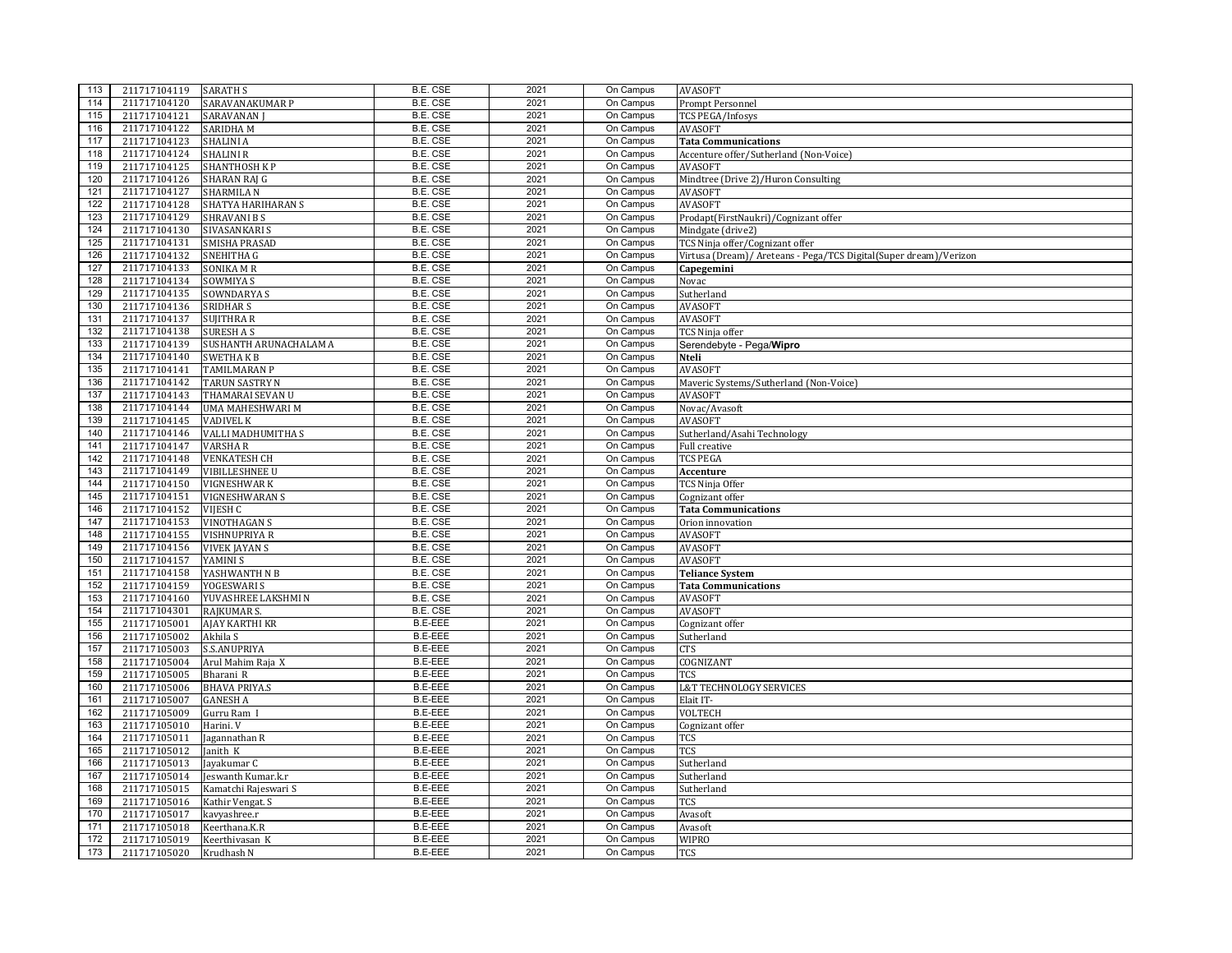| | | | | | | |
|---|---|---|---|---|---|---|
| 113 | 211717104119 | SARATH S | B.E. CSE | 2021 | On Campus | AVASOFT |
| 114 | 211717104120 | SARAVANAKUMAR P | B.E. CSE | 2021 | On Campus | Prompt Personnel |
| 115 | 211717104121 | SARAVANAN J | B.E. CSE | 2021 | On Campus | TCS PEGA/Infosys |
| 116 | 211717104122 | SARIDHA M | B.E. CSE | 2021 | On Campus | AVASOFT |
| 117 | 211717104123 | SHALINI A | B.E. CSE | 2021 | On Campus | **Tata Communications** |
| 118 | 211717104124 | SHALINI R | B.E. CSE | 2021 | On Campus | Accenture offer/Sutherland (Non-Voice) |
| 119 | 211717104125 | SHANTHOSH K P | B.E. CSE | 2021 | On Campus | AVASOFT |
| 120 | 211717104126 | SHARAN RAJ G | B.E. CSE | 2021 | On Campus | Mindtree (Drive 2)/Huron Consulting |
| 121 | 211717104127 | SHARMILA N | B.E. CSE | 2021 | On Campus | AVASOFT |
| 122 | 211717104128 | SHATYA HARIHARAN S | B.E. CSE | 2021 | On Campus | AVASOFT |
| 123 | 211717104129 | SHRAVANI B S | B.E. CSE | 2021 | On Campus | Prodapt(FirstNaukri)/Cognizant offer |
| 124 | 211717104130 | SIVASANKARI S | B.E. CSE | 2021 | On Campus | Mindgate (drive2) |
| 125 | 211717104131 | SMISHA PRASAD | B.E. CSE | 2021 | On Campus | TCS Ninja offer/Cognizant offer |
| 126 | 211717104132 | SNEHITHA G | B.E. CSE | 2021 | On Campus | Virtusa (Dream)/ Areteans - Pega/TCS Digital(Super dream)/Verizon |
| 127 | 211717104133 | SONIKA M R | B.E. CSE | 2021 | On Campus | **Capegemini** |
| 128 | 211717104134 | SOWMIYA S | B.E. CSE | 2021 | On Campus | Novac |
| 129 | 211717104135 | SOWNDARYA S | B.E. CSE | 2021 | On Campus | Sutherland |
| 130 | 211717104136 | SRIDHAR S | B.E. CSE | 2021 | On Campus | AVASOFT |
| 131 | 211717104137 | SUJITHRA R | B.E. CSE | 2021 | On Campus | AVASOFT |
| 132 | 211717104138 | SURESH A S | B.E. CSE | 2021 | On Campus | TCS Ninja offer |
| 133 | 211717104139 | SUSHANTH ARUNACHALAM A | B.E. CSE | 2021 | On Campus | Serendebyte - Pega/**Wipro** |
| 134 | 211717104140 | SWETHA K B | B.E. CSE | 2021 | On Campus | **Nteli** |
| 135 | 211717104141 | TAMILMARAN P | B.E. CSE | 2021 | On Campus | AVASOFT |
| 136 | 211717104142 | TARUN SASTRY N | B.E. CSE | 2021 | On Campus | Maveric Systems/Sutherland (Non-Voice) |
| 137 | 211717104143 | THAMARAI SEVAN U | B.E. CSE | 2021 | On Campus | AVASOFT |
| 138 | 211717104144 | UMA MAHESHWARI M | B.E. CSE | 2021 | On Campus | Novac/Avasoft |
| 139 | 211717104145 | VADIVEL K | B.E. CSE | 2021 | On Campus | AVASOFT |
| 140 | 211717104146 | VALLI MADHUMITHA S | B.E. CSE | 2021 | On Campus | Sutherland/Asahi Technology |
| 141 | 211717104147 | VARSHA R | B.E. CSE | 2021 | On Campus | Full creative |
| 142 | 211717104148 | VENKATESH CH | B.E. CSE | 2021 | On Campus | TCS PEGA |
| 143 | 211717104149 | VIBILLESHNEE U | B.E. CSE | 2021 | On Campus | **Accenture** |
| 144 | 211717104150 | VIGNESHWAR K | B.E. CSE | 2021 | On Campus | TCS Ninja Offer |
| 145 | 211717104151 | VIGNESHWARAN S | B.E. CSE | 2021 | On Campus | Cognizant offer |
| 146 | 211717104152 | VIJESH C | B.E. CSE | 2021 | On Campus | **Tata Communications** |
| 147 | 211717104153 | VINOTHAGAN S | B.E. CSE | 2021 | On Campus | Orion innovation |
| 148 | 211717104155 | VISHNUPRIYA R | B.E. CSE | 2021 | On Campus | AVASOFT |
| 149 | 211717104156 | VIVEK JAYAN S | B.E. CSE | 2021 | On Campus | AVASOFT |
| 150 | 211717104157 | YAMINI S | B.E. CSE | 2021 | On Campus | AVASOFT |
| 151 | 211717104158 | YASHWANTH N B | B.E. CSE | 2021 | On Campus | **Teliance System** |
| 152 | 211717104159 | YOGESWARI S | B.E. CSE | 2021 | On Campus | **Tata Communications** |
| 153 | 211717104160 | YUVASHREE LAKSHMI N | B.E. CSE | 2021 | On Campus | AVASOFT |
| 154 | 211717104301 | RAJKUMAR S. | B.E. CSE | 2021 | On Campus | AVASOFT |
| 155 | 211717105001 | AJAY KARTHI KR | B.E-EEE | 2021 | On Campus | Cognizant offer |
| 156 | 211717105002 | Akhila S | B.E-EEE | 2021 | On Campus | Sutherland |
| 157 | 211717105003 | S.S.ANUPRIYA | B.E-EEE | 2021 | On Campus | CTS |
| 158 | 211717105004 | Arul Mahim Raja X | B.E-EEE | 2021 | On Campus | COGNIZANT |
| 159 | 211717105005 | Bharani R | B.E-EEE | 2021 | On Campus | TCS |
| 160 | 211717105006 | BHAVA PRIYA.S | B.E-EEE | 2021 | On Campus | L&T TECHNOLOGY SERVICES |
| 161 | 211717105007 | GANESH A | B.E-EEE | 2021 | On Campus | Elait IT- |
| 162 | 211717105009 | Gurru Ram I | B.E-EEE | 2021 | On Campus | VOLTECH |
| 163 | 211717105010 | Harini. V | B.E-EEE | 2021 | On Campus | Cognizant offer |
| 164 | 211717105011 | Jagannathan R | B.E-EEE | 2021 | On Campus | TCS |
| 165 | 211717105012 | Janith K | B.E-EEE | 2021 | On Campus | TCS |
| 166 | 211717105013 | Jayakumar C | B.E-EEE | 2021 | On Campus | Sutherland |
| 167 | 211717105014 | Jeswanth Kumar.k.r | B.E-EEE | 2021 | On Campus | Sutherland |
| 168 | 211717105015 | Kamatchi Rajeswari S | B.E-EEE | 2021 | On Campus | Sutherland |
| 169 | 211717105016 | Kathir Vengat. S | B.E-EEE | 2021 | On Campus | TCS |
| 170 | 211717105017 | kavyashree.r | B.E-EEE | 2021 | On Campus | Avasoft |
| 171 | 211717105018 | Keerthana.K.R | B.E-EEE | 2021 | On Campus | Avasoft |
| 172 | 211717105019 | Keerthivasan K | B.E-EEE | 2021 | On Campus | WIPRO |
| 173 | 211717105020 | Krudhash N | B.E-EEE | 2021 | On Campus | TCS |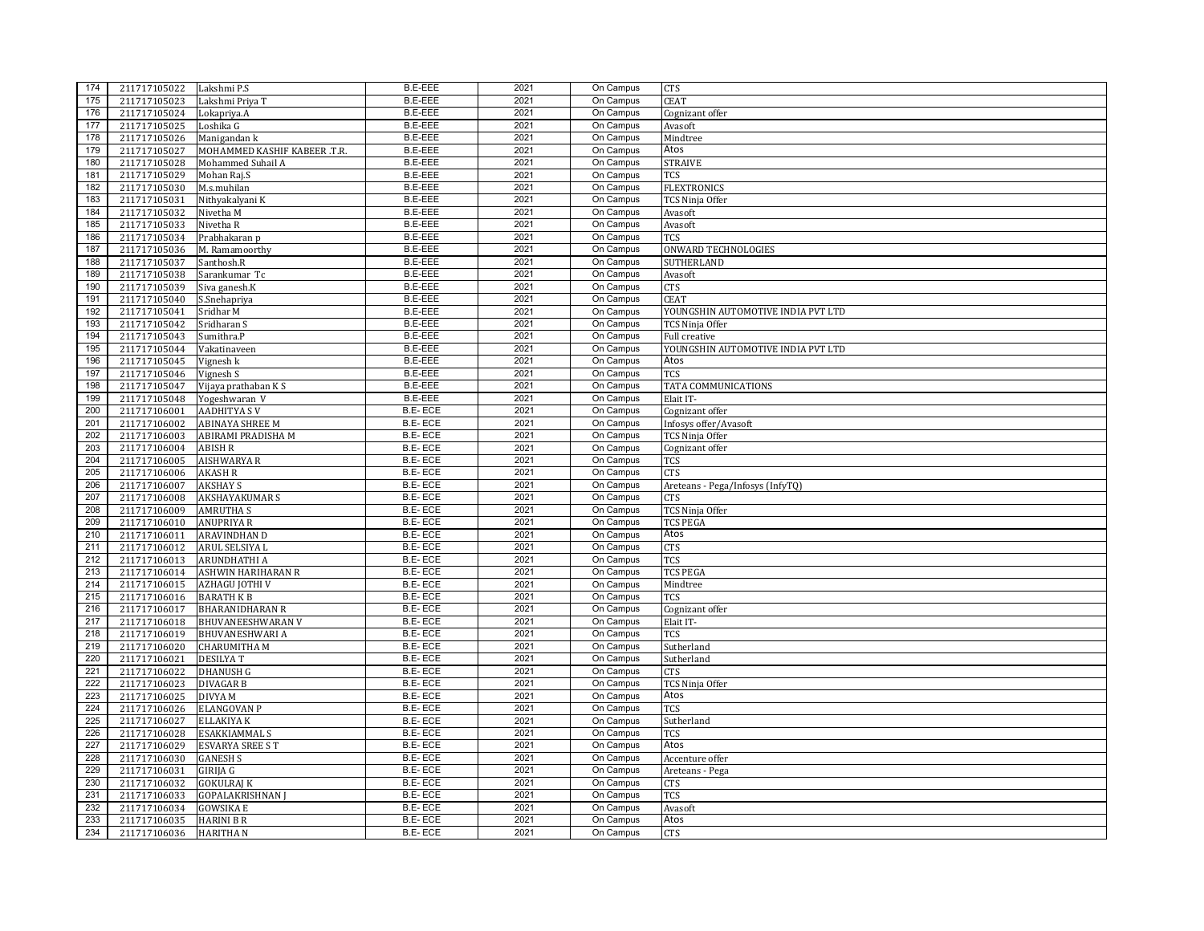| 174 | 211717105022 | Lakshmi P.S | B.E-EEE | 2021 | On Campus | CTS |
|---|---|---|---|---|---|---|
| 175 | 211717105023 | Lakshmi Priya T | B.E-EEE | 2021 | On Campus | CEAT |
| 176 | 211717105024 | Lokapriya.A | B.E-EEE | 2021 | On Campus | Cognizant offer |
| 177 | 211717105025 | Loshika G | B.E-EEE | 2021 | On Campus | Avasoft |
| 178 | 211717105026 | Manigandan k | B.E-EEE | 2021 | On Campus | Mindtree |
| 179 | 211717105027 | MOHAMMED KASHIF KABEER .T.R. | B.E-EEE | 2021 | On Campus | Atos |
| 180 | 211717105028 | Mohammed Suhail A | B.E-EEE | 2021 | On Campus | STRAIVE |
| 181 | 211717105029 | Mohan Raj.S | B.E-EEE | 2021 | On Campus | TCS |
| 182 | 211717105030 | M.s.muhilan | B.E-EEE | 2021 | On Campus | FLEXTRONICS |
| 183 | 211717105031 | Nithyakalyani K | B.E-EEE | 2021 | On Campus | TCS Ninja Offer |
| 184 | 211717105032 | Nivetha M | B.E-EEE | 2021 | On Campus | Avasoft |
| 185 | 211717105033 | Nivetha R | B.E-EEE | 2021 | On Campus | Avasoft |
| 186 | 211717105034 | Prabhakaran p | B.E-EEE | 2021 | On Campus | TCS |
| 187 | 211717105036 | M. Ramamoorthy | B.E-EEE | 2021 | On Campus | ONWARD TECHNOLOGIES |
| 188 | 211717105037 | Santhosh.R | B.E-EEE | 2021 | On Campus | SUTHERLAND |
| 189 | 211717105038 | Sarankumar Tc | B.E-EEE | 2021 | On Campus | Avasoft |
| 190 | 211717105039 | Siva ganesh.K | B.E-EEE | 2021 | On Campus | CTS |
| 191 | 211717105040 | S.Snehapriya | B.E-EEE | 2021 | On Campus | CEAT |
| 192 | 211717105041 | Sridhar M | B.E-EEE | 2021 | On Campus | YOUNGSHIN AUTOMOTIVE INDIA PVT LTD |
| 193 | 211717105042 | Sridharan S | B.E-EEE | 2021 | On Campus | TCS Ninja Offer |
| 194 | 211717105043 | Sumithra.P | B.E-EEE | 2021 | On Campus | Full creative |
| 195 | 211717105044 | Vakatinaveen | B.E-EEE | 2021 | On Campus | YOUNGSHIN AUTOMOTIVE INDIA PVT LTD |
| 196 | 211717105045 | Vignesh k | B.E-EEE | 2021 | On Campus | Atos |
| 197 | 211717105046 | Vignesh S | B.E-EEE | 2021 | On Campus | TCS |
| 198 | 211717105047 | Vijaya prathaban K S | B.E-EEE | 2021 | On Campus | TATA COMMUNICATIONS |
| 199 | 211717105048 | Yogeshwaran V | B.E-EEE | 2021 | On Campus | Elait IT- |
| 200 | 211717106001 | AADHITYA S V | B.E- ECE | 2021 | On Campus | Cognizant offer |
| 201 | 211717106002 | ABINAYA SHREE M | B.E- ECE | 2021 | On Campus | Infosys offer/Avasoft |
| 202 | 211717106003 | ABIRAMI PRADISHA M | B.E- ECE | 2021 | On Campus | TCS Ninja Offer |
| 203 | 211717106004 | ABISH R | B.E- ECE | 2021 | On Campus | Cognizant offer |
| 204 | 211717106005 | AISHWARYA R | B.E- ECE | 2021 | On Campus | TCS |
| 205 | 211717106006 | AKASH R | B.E- ECE | 2021 | On Campus | CTS |
| 206 | 211717106007 | AKSHAY S | B.E- ECE | 2021 | On Campus | Areteans - Pega/Infosys (InfyTQ) |
| 207 | 211717106008 | AKSHAYAKUMAR S | B.E- ECE | 2021 | On Campus | CTS |
| 208 | 211717106009 | AMRUTHA S | B.E- ECE | 2021 | On Campus | TCS Ninja Offer |
| 209 | 211717106010 | ANUPRIYA R | B.E- ECE | 2021 | On Campus | TCS PEGA |
| 210 | 211717106011 | ARAVINDHAN D | B.E- ECE | 2021 | On Campus | Atos |
| 211 | 211717106012 | ARUL SELSIYA L | B.E- ECE | 2021 | On Campus | CTS |
| 212 | 211717106013 | ARUNDHATHI A | B.E- ECE | 2021 | On Campus | TCS |
| 213 | 211717106014 | ASHWIN HARIHARAN R | B.E- ECE | 2021 | On Campus | TCS PEGA |
| 214 | 211717106015 | AZHAGU JOTHI V | B.E- ECE | 2021 | On Campus | Mindtree |
| 215 | 211717106016 | BARATH K B | B.E- ECE | 2021 | On Campus | TCS |
| 216 | 211717106017 | BHARANIDHARAN R | B.E- ECE | 2021 | On Campus | Cognizant offer |
| 217 | 211717106018 | BHUVANEESHWARAN V | B.E- ECE | 2021 | On Campus | Elait IT- |
| 218 | 211717106019 | BHUVANESHWARI A | B.E- ECE | 2021 | On Campus | TCS |
| 219 | 211717106020 | CHARUMITHA M | B.E- ECE | 2021 | On Campus | Sutherland |
| 220 | 211717106021 | DESILYA T | B.E- ECE | 2021 | On Campus | Sutherland |
| 221 | 211717106022 | DHANUSH G | B.E- ECE | 2021 | On Campus | CTS |
| 222 | 211717106023 | DIVAGAR B | B.E- ECE | 2021 | On Campus | TCS Ninja Offer |
| 223 | 211717106025 | DIVYA M | B.E- ECE | 2021 | On Campus | Atos |
| 224 | 211717106026 | ELANGOVAN P | B.E- ECE | 2021 | On Campus | TCS |
| 225 | 211717106027 | ELLAKIYA K | B.E- ECE | 2021 | On Campus | Sutherland |
| 226 | 211717106028 | ESAKKIAMMAL S | B.E- ECE | 2021 | On Campus | TCS |
| 227 | 211717106029 | ESVARYA SREE S T | B.E- ECE | 2021 | On Campus | Atos |
| 228 | 211717106030 | GANESH S | B.E- ECE | 2021 | On Campus | Accenture offer |
| 229 | 211717106031 | GIRIJA G | B.E- ECE | 2021 | On Campus | Areteans - Pega |
| 230 | 211717106032 | GOKULRAJ K | B.E- ECE | 2021 | On Campus | CTS |
| 231 | 211717106033 | GOPALAKRISHNAN J | B.E- ECE | 2021 | On Campus | TCS |
| 232 | 211717106034 | GOWSIKA E | B.E- ECE | 2021 | On Campus | Avasoft |
| 233 | 211717106035 | HARINI B R | B.E- ECE | 2021 | On Campus | Atos |
| 234 | 211717106036 | HARITHA N | B.E- ECE | 2021 | On Campus | CTS |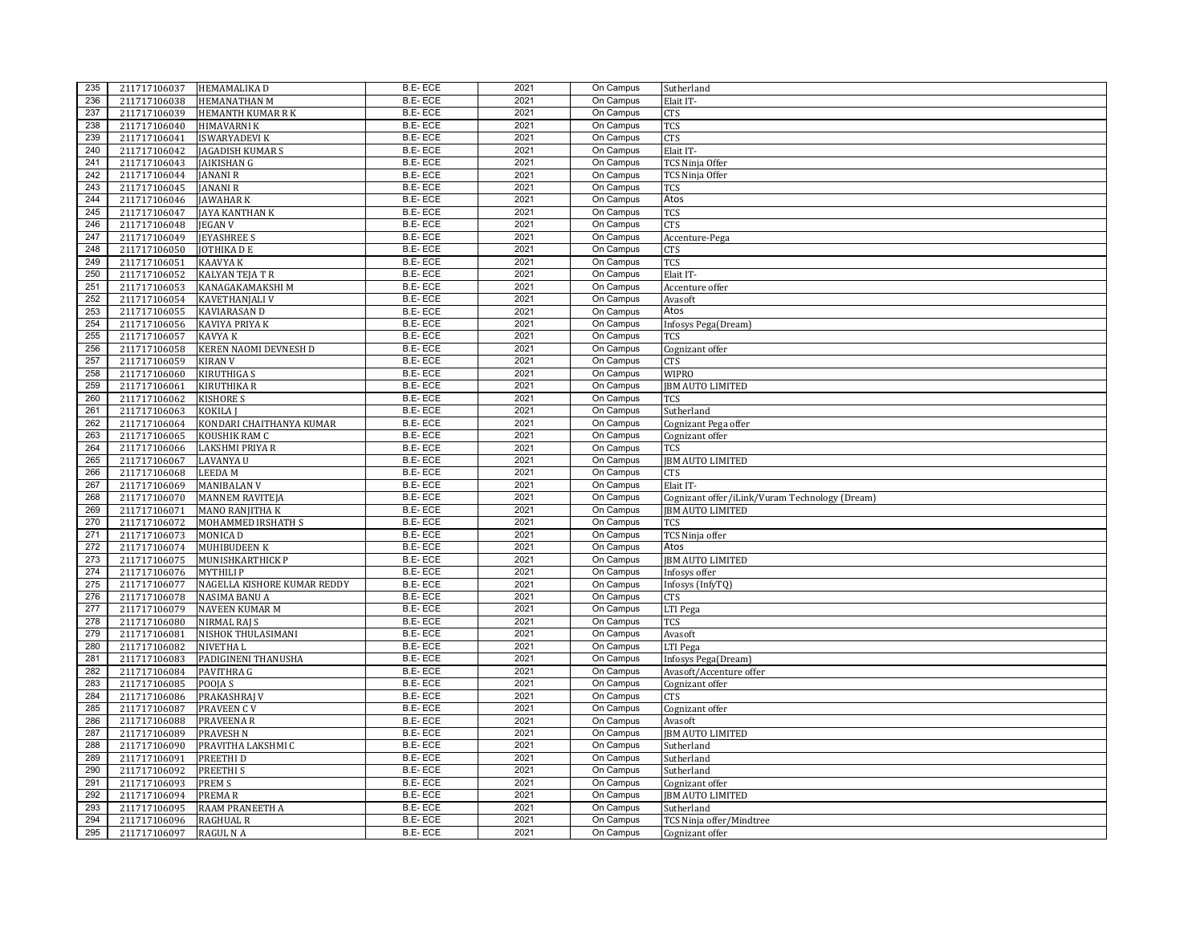| 235 | 211717106037 | HEMAMALIKA D | B.E- ECE | 2021 | On Campus | Sutherland |
|---|---|---|---|---|---|---|
| 236 | 211717106038 | HEMANATHAN M | B.E- ECE | 2021 | On Campus | Elait IT- |
| 237 | 211717106039 | HEMANTH KUMAR R K | B.E- ECE | 2021 | On Campus | CTS |
| 238 | 211717106040 | HIMAVARNI K | B.E- ECE | 2021 | On Campus | TCS |
| 239 | 211717106041 | ISWARYADEVI K | B.E- ECE | 2021 | On Campus | CTS |
| 240 | 211717106042 | JAGADISH KUMAR S | B.E- ECE | 2021 | On Campus | Elait IT- |
| 241 | 211717106043 | JAIKISHAN G | B.E- ECE | 2021 | On Campus | TCS Ninja Offer |
| 242 | 211717106044 | JANANI R | B.E- ECE | 2021 | On Campus | TCS Ninja Offer |
| 243 | 211717106045 | JANANI R | B.E- ECE | 2021 | On Campus | TCS |
| 244 | 211717106046 | JAWAHAR K | B.E- ECE | 2021 | On Campus | Atos |
| 245 | 211717106047 | JAYA KANTHAN K | B.E- ECE | 2021 | On Campus | TCS |
| 246 | 211717106048 | JEGAN V | B.E- ECE | 2021 | On Campus | CTS |
| 247 | 211717106049 | JEYASHREE S | B.E- ECE | 2021 | On Campus | Accenture-Pega |
| 248 | 211717106050 | JOTHIKA D E | B.E- ECE | 2021 | On Campus | CTS |
| 249 | 211717106051 | KAAVYA K | B.E- ECE | 2021 | On Campus | TCS |
| 250 | 211717106052 | KALYAN TEJA T R | B.E- ECE | 2021 | On Campus | Elait IT- |
| 251 | 211717106053 | KANAGAKAMAKSHI M | B.E- ECE | 2021 | On Campus | Accenture offer |
| 252 | 211717106054 | KAVETHANJALI V | B.E- ECE | 2021 | On Campus | Avasoft |
| 253 | 211717106055 | KAVIARASAN D | B.E- ECE | 2021 | On Campus | Atos |
| 254 | 211717106056 | KAVIYA PRIYA K | B.E- ECE | 2021 | On Campus | Infosys Pega(Dream) |
| 255 | 211717106057 | KAVYA K | B.E- ECE | 2021 | On Campus | TCS |
| 256 | 211717106058 | KEREN NAOMI DEVNESH D | B.E- ECE | 2021 | On Campus | Cognizant offer |
| 257 | 211717106059 | KIRAN V | B.E- ECE | 2021 | On Campus | CTS |
| 258 | 211717106060 | KIRUTHIGA S | B.E- ECE | 2021 | On Campus | WIPRO |
| 259 | 211717106061 | KIRUTHIKA R | B.E- ECE | 2021 | On Campus | JBM AUTO LIMITED |
| 260 | 211717106062 | KISHORE S | B.E- ECE | 2021 | On Campus | TCS |
| 261 | 211717106063 | KOKILA J | B.E- ECE | 2021 | On Campus | Sutherland |
| 262 | 211717106064 | KONDARI CHAITHANYA KUMAR | B.E- ECE | 2021 | On Campus | Cognizant Pega offer |
| 263 | 211717106065 | KOUSHIK RAM C | B.E- ECE | 2021 | On Campus | Cognizant offer |
| 264 | 211717106066 | LAKSHMI PRIYA R | B.E- ECE | 2021 | On Campus | TCS |
| 265 | 211717106067 | LAVANYA U | B.E- ECE | 2021 | On Campus | JBM AUTO LIMITED |
| 266 | 211717106068 | LEEDA M | B.E- ECE | 2021 | On Campus | CTS |
| 267 | 211717106069 | MANIBALAN V | B.E- ECE | 2021 | On Campus | Elait IT- |
| 268 | 211717106070 | MANNEM RAVITEJA | B.E- ECE | 2021 | On Campus | Cognizant offer/iLink/Vuram Technology (Dream) |
| 269 | 211717106071 | MANO RANJITHA K | B.E- ECE | 2021 | On Campus | JBM AUTO LIMITED |
| 270 | 211717106072 | MOHAMMED IRSHATH S | B.E- ECE | 2021 | On Campus | TCS |
| 271 | 211717106073 | MONICA D | B.E- ECE | 2021 | On Campus | TCS Ninja offer |
| 272 | 211717106074 | MUHIBUDEEN K | B.E- ECE | 2021 | On Campus | Atos |
| 273 | 211717106075 | MUNISHKARTHICK P | B.E- ECE | 2021 | On Campus | JBM AUTO LIMITED |
| 274 | 211717106076 | MYTHILI P | B.E- ECE | 2021 | On Campus | Infosys offer |
| 275 | 211717106077 | NAGELLA KISHORE KUMAR REDDY | B.E- ECE | 2021 | On Campus | Infosys (InfyTQ) |
| 276 | 211717106078 | NASIMA BANU A | B.E- ECE | 2021 | On Campus | CTS |
| 277 | 211717106079 | NAVEEN KUMAR M | B.E- ECE | 2021 | On Campus | LTI Pega |
| 278 | 211717106080 | NIRMAL RAJ S | B.E- ECE | 2021 | On Campus | TCS |
| 279 | 211717106081 | NISHOK THULASIMANI | B.E- ECE | 2021 | On Campus | Avasoft |
| 280 | 211717106082 | NIVETHA L | B.E- ECE | 2021 | On Campus | LTI Pega |
| 281 | 211717106083 | PADIGINENI THANUSHA | B.E- ECE | 2021 | On Campus | Infosys Pega(Dream) |
| 282 | 211717106084 | PAVITHRA G | B.E- ECE | 2021 | On Campus | Avasoft/Accenture offer |
| 283 | 211717106085 | POOJA S | B.E- ECE | 2021 | On Campus | Cognizant offer |
| 284 | 211717106086 | PRAKASHRAJ V | B.E- ECE | 2021 | On Campus | CTS |
| 285 | 211717106087 | PRAVEEN C V | B.E- ECE | 2021 | On Campus | Cognizant offer |
| 286 | 211717106088 | PRAVEENA R | B.E- ECE | 2021 | On Campus | Avasoft |
| 287 | 211717106089 | PRAVESH N | B.E- ECE | 2021 | On Campus | JBM AUTO LIMITED |
| 288 | 211717106090 | PRAVITHA LAKSHMI C | B.E- ECE | 2021 | On Campus | Sutherland |
| 289 | 211717106091 | PREETHI D | B.E- ECE | 2021 | On Campus | Sutherland |
| 290 | 211717106092 | PREETHI S | B.E- ECE | 2021 | On Campus | Sutherland |
| 291 | 211717106093 | PREM S | B.E- ECE | 2021 | On Campus | Cognizant offer |
| 292 | 211717106094 | PREMA R | B.E- ECE | 2021 | On Campus | JBM AUTO LIMITED |
| 293 | 211717106095 | RAAM PRANEETH A | B.E- ECE | 2021 | On Campus | Sutherland |
| 294 | 211717106096 | RAGHUAL R | B.E- ECE | 2021 | On Campus | TCS Ninja offer/Mindtree |
| 295 | 211717106097 | RAGUL N A | B.E- ECE | 2021 | On Campus | Cognizant offer |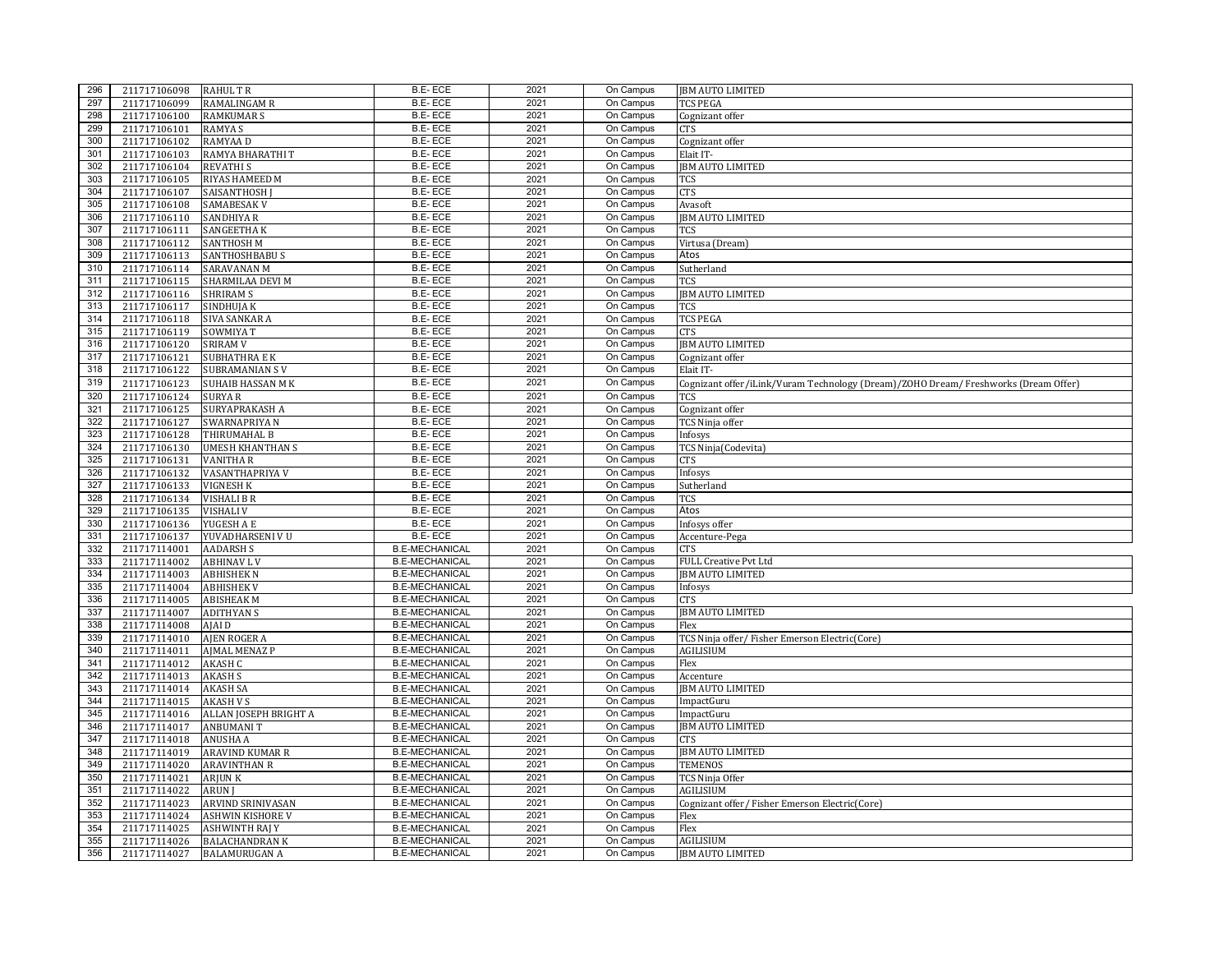| 296 | 211717106098 | RAHUL T R | B.E- ECE | 2021 | On Campus | JBM AUTO LIMITED |
|---|---|---|---|---|---|---|
| 297 | 211717106099 | RAMALINGAM R | B.E- ECE | 2021 | On Campus | TCS PEGA |
| 298 | 211717106100 | RAMKUMAR S | B.E- ECE | 2021 | On Campus | Cognizant offer |
| 299 | 211717106101 | RAMYA S | B.E- ECE | 2021 | On Campus | CTS |
| 300 | 211717106102 | RAMYAA D | B.E- ECE | 2021 | On Campus | Cognizant offer |
| 301 | 211717106103 | RAMYA BHARATHI T | B.E- ECE | 2021 | On Campus | Elait IT- |
| 302 | 211717106104 | REVATHI S | B.E- ECE | 2021 | On Campus | JBM AUTO LIMITED |
| 303 | 211717106105 | RIYAS HAMEED M | B.E- ECE | 2021 | On Campus | TCS |
| 304 | 211717106107 | SAISANTHOSH J | B.E- ECE | 2021 | On Campus | CTS |
| 305 | 211717106108 | SAMABESAK V | B.E- ECE | 2021 | On Campus | Avasoft |
| 306 | 211717106110 | SANDHIYA R | B.E- ECE | 2021 | On Campus | JBM AUTO LIMITED |
| 307 | 211717106111 | SANGEETHA K | B.E- ECE | 2021 | On Campus | TCS |
| 308 | 211717106112 | SANTHOSH M | B.E- ECE | 2021 | On Campus | Virtusa (Dream) |
| 309 | 211717106113 | SANTHOSHBABU S | B.E- ECE | 2021 | On Campus | Atos |
| 310 | 211717106114 | SARAVANAN M | B.E- ECE | 2021 | On Campus | Sutherland |
| 311 | 211717106115 | SHARMILAA DEVI M | B.E- ECE | 2021 | On Campus | TCS |
| 312 | 211717106116 | SHRIRAM S | B.E- ECE | 2021 | On Campus | JBM AUTO LIMITED |
| 313 | 211717106117 | SINDHUJA K | B.E- ECE | 2021 | On Campus | TCS |
| 314 | 211717106118 | SIVA SANKAR A | B.E- ECE | 2021 | On Campus | TCS PEGA |
| 315 | 211717106119 | SOWMIYA T | B.E- ECE | 2021 | On Campus | CTS |
| 316 | 211717106120 | SRIRAM V | B.E- ECE | 2021 | On Campus | JBM AUTO LIMITED |
| 317 | 211717106121 | SUBHATHRA E K | B.E- ECE | 2021 | On Campus | Cognizant offer |
| 318 | 211717106122 | SUBRAMANIAN S V | B.E- ECE | 2021 | On Campus | Elait IT- |
| 319 | 211717106123 | SUHAIB HASSAN M K | B.E- ECE | 2021 | On Campus | Cognizant offer /iLink/Vuram Technology (Dream)/ZOHO Dream/ Freshworks (Dream Offer) |
| 320 | 211717106124 | SURYA R | B.E- ECE | 2021 | On Campus | TCS |
| 321 | 211717106125 | SURYAPRAKASH A | B.E- ECE | 2021 | On Campus | Cognizant offer |
| 322 | 211717106127 | SWARNAPRIYA N | B.E- ECE | 2021 | On Campus | TCS Ninja offer |
| 323 | 211717106128 | THIRUMAHAL B | B.E- ECE | 2021 | On Campus | Infosys |
| 324 | 211717106130 | UMESH KHANTHAN S | B.E- ECE | 2021 | On Campus | TCS Ninja(Codevita) |
| 325 | 211717106131 | VANITHA R | B.E- ECE | 2021 | On Campus | CTS |
| 326 | 211717106132 | VASANTHAPRIYA V | B.E- ECE | 2021 | On Campus | Infosys |
| 327 | 211717106133 | VIGNESH K | B.E- ECE | 2021 | On Campus | Sutherland |
| 328 | 211717106134 | VISHALI B R | B.E- ECE | 2021 | On Campus | TCS |
| 329 | 211717106135 | VISHALI V | B.E- ECE | 2021 | On Campus | Atos |
| 330 | 211717106136 | YUGESH A E | B.E- ECE | 2021 | On Campus | Infosys offer |
| 331 | 211717106137 | YUVADHARSENI V U | B.E- ECE | 2021 | On Campus | Accenture-Pega |
| 332 | 211717114001 | AADARSH S | B.E-MECHANICAL | 2021 | On Campus | CTS |
| 333 | 211717114002 | ABHINAV L V | B.E-MECHANICAL | 2021 | On Campus | FULL Creative Pvt Ltd |
| 334 | 211717114003 | ABHISHEK N | B.E-MECHANICAL | 2021 | On Campus | JBM AUTO LIMITED |
| 335 | 211717114004 | ABHISHEK V | B.E-MECHANICAL | 2021 | On Campus | Infosys |
| 336 | 211717114005 | ABISHEAK M | B.E-MECHANICAL | 2021 | On Campus | CTS |
| 337 | 211717114007 | ADITHYAN S | B.E-MECHANICAL | 2021 | On Campus | JBM AUTO LIMITED |
| 338 | 211717114008 | AJAI D | B.E-MECHANICAL | 2021 | On Campus | Flex |
| 339 | 211717114010 | AJEN ROGER A | B.E-MECHANICAL | 2021 | On Campus | TCS Ninja offer/ Fisher Emerson Electric(Core) |
| 340 | 211717114011 | AJMAL MENAZ P | B.E-MECHANICAL | 2021 | On Campus | AGILISIUM |
| 341 | 211717114012 | AKASH C | B.E-MECHANICAL | 2021 | On Campus | Flex |
| 342 | 211717114013 | AKASH S | B.E-MECHANICAL | 2021 | On Campus | Accenture |
| 343 | 211717114014 | AKASH SA | B.E-MECHANICAL | 2021 | On Campus | JBM AUTO LIMITED |
| 344 | 211717114015 | AKASH V S | B.E-MECHANICAL | 2021 | On Campus | ImpactGuru |
| 345 | 211717114016 | ALLAN JOSEPH BRIGHT A | B.E-MECHANICAL | 2021 | On Campus | ImpactGuru |
| 346 | 211717114017 | ANBUMANI T | B.E-MECHANICAL | 2021 | On Campus | JBM AUTO LIMITED |
| 347 | 211717114018 | ANUSHA A | B.E-MECHANICAL | 2021 | On Campus | CTS |
| 348 | 211717114019 | ARAVIND KUMAR R | B.E-MECHANICAL | 2021 | On Campus | JBM AUTO LIMITED |
| 349 | 211717114020 | ARAVINTHAN R | B.E-MECHANICAL | 2021 | On Campus | TEMENOS |
| 350 | 211717114021 | ARJUN K | B.E-MECHANICAL | 2021 | On Campus | TCS Ninja Offer |
| 351 | 211717114022 | ARUN J | B.E-MECHANICAL | 2021 | On Campus | AGILISIUM |
| 352 | 211717114023 | ARVIND SRINIVASAN | B.E-MECHANICAL | 2021 | On Campus | Cognizant offer / Fisher Emerson Electric(Core) |
| 353 | 211717114024 | ASHWIN KISHORE V | B.E-MECHANICAL | 2021 | On Campus | Flex |
| 354 | 211717114025 | ASHWINTH RAJ Y | B.E-MECHANICAL | 2021 | On Campus | Flex |
| 355 | 211717114026 | BALACHANDRAN K | B.E-MECHANICAL | 2021 | On Campus | AGILISIUM |
| 356 | 211717114027 | BALAMURUGAN A | B.E-MECHANICAL | 2021 | On Campus | JBM AUTO LIMITED |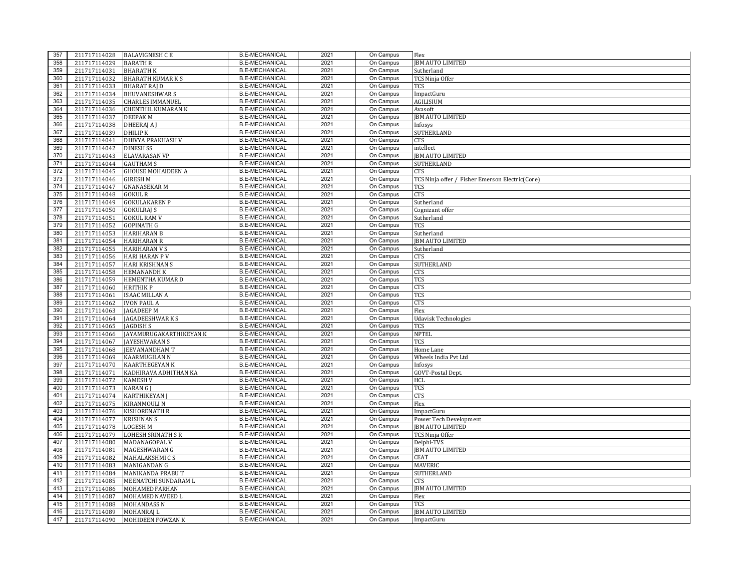| | | | | | | |
|---|---|---|---|---|---|---|
| 357 | 211717114028 | BALAVIGNESH C E | B.E-MECHANICAL | 2021 | On Campus | Flex |
| 358 | 211717114029 | BARATH R | B.E-MECHANICAL | 2021 | On Campus | JBM AUTO LIMITED |
| 359 | 211717114031 | BHARATH K | B.E-MECHANICAL | 2021 | On Campus | Sutherland |
| 360 | 211717114032 | BHARATH KUMAR K S | B.E-MECHANICAL | 2021 | On Campus | TCS Ninja Offer |
| 361 | 211717114033 | BHARAT RAJ D | B.E-MECHANICAL | 2021 | On Campus | TCS |
| 362 | 211717114034 | BHUVANESHWAR S | B.E-MECHANICAL | 2021 | On Campus | ImpactGuru |
| 363 | 211717114035 | CHARLES IMMANUEL | B.E-MECHANICAL | 2021 | On Campus | AGILISIUM |
| 364 | 211717114036 | CHENTHIL KUMARAN K | B.E-MECHANICAL | 2021 | On Campus | Avasoft |
| 365 | 211717114037 | DEEPAK M | B.E-MECHANICAL | 2021 | On Campus | JBM AUTO LIMITED |
| 366 | 211717114038 | DHEERAJ A J | B.E-MECHANICAL | 2021 | On Campus | Infosys |
| 367 | 211717114039 | DHILIP K | B.E-MECHANICAL | 2021 | On Campus | SUTHERLAND |
| 368 | 211717114041 | DHIVYA PRAKHASH V | B.E-MECHANICAL | 2021 | On Campus | CTS |
| 369 | 211717114042 | DINESH SS | B.E-MECHANICAL | 2021 | On Campus | intellect |
| 370 | 211717114043 | ELAVARASAN VP | B.E-MECHANICAL | 2021 | On Campus | JBM AUTO LIMITED |
| 371 | 211717114044 | GAUTHAM S | B.E-MECHANICAL | 2021 | On Campus | SUTHERLAND |
| 372 | 211717114045 | GHOUSE MOHAIDEEN A | B.E-MECHANICAL | 2021 | On Campus | CTS |
| 373 | 211717114046 | GIRESH M | B.E-MECHANICAL | 2021 | On Campus | TCS Ninja offer / Fisher Emerson Electric(Core) |
| 374 | 211717114047 | GNANASEKAR M | B.E-MECHANICAL | 2021 | On Campus | TCS |
| 375 | 211717114048 | GOKUL R | B.E-MECHANICAL | 2021 | On Campus | CTS |
| 376 | 211717114049 | GOKULAKAREN P | B.E-MECHANICAL | 2021 | On Campus | Sutherland |
| 377 | 211717114050 | GOKULRAJ S | B.E-MECHANICAL | 2021 | On Campus | Cognizant offer |
| 378 | 211717114051 | GOKUL RAM V | B.E-MECHANICAL | 2021 | On Campus | Sutherland |
| 379 | 211717114052 | GOPINATH G | B.E-MECHANICAL | 2021 | On Campus | TCS |
| 380 | 211717114053 | HARIHARAN B | B.E-MECHANICAL | 2021 | On Campus | Sutherland |
| 381 | 211717114054 | HARIHARAN R | B.E-MECHANICAL | 2021 | On Campus | JBM AUTO LIMITED |
| 382 | 211717114055 | HARIHARAN V S | B.E-MECHANICAL | 2021 | On Campus | Sutherland |
| 383 | 211717114056 | HARI HARAN P V | B.E-MECHANICAL | 2021 | On Campus | CTS |
| 384 | 211717114057 | HARI KRISHNAN S | B.E-MECHANICAL | 2021 | On Campus | SUTHERLAND |
| 385 | 211717114058 | HEMANANDH K | B.E-MECHANICAL | 2021 | On Campus | CTS |
| 386 | 211717114059 | HEMENTHA KUMAR D | B.E-MECHANICAL | 2021 | On Campus | TCS |
| 387 | 211717114060 | HRITHIK P | B.E-MECHANICAL | 2021 | On Campus | CTS |
| 388 | 211717114061 | ISAAC MILLAN A | B.E-MECHANICAL | 2021 | On Campus | TCS |
| 389 | 211717114062 | IVON PAUL A | B.E-MECHANICAL | 2021 | On Campus | CTS |
| 390 | 211717114063 | JAGADEEP M | B.E-MECHANICAL | 2021 | On Campus | Flex |
| 391 | 211717114064 | JAGADEESHWAR K S | B.E-MECHANICAL | 2021 | On Campus | Udavisk Technologies |
| 392 | 211717114065 | JAGDISH S | B.E-MECHANICAL | 2021 | On Campus | TCS |
| 393 | 211717114066 | JAYAMURUGAKARTHIKEYAN K | B.E-MECHANICAL | 2021 | On Campus | NPTEL |
| 394 | 211717114067 | JAYESHWARAN S | B.E-MECHANICAL | 2021 | On Campus | TCS |
| 395 | 211717114068 | JEEVANANDHAM T | B.E-MECHANICAL | 2021 | On Campus | Home Lane |
| 396 | 211717114069 | KAARMUGILAN N | B.E-MECHANICAL | 2021 | On Campus | Wheels India Pvt Ltd |
| 397 | 211717114070 | KAARTHEGEYAN K | B.E-MECHANICAL | 2021 | On Campus | Infosys |
| 398 | 211717114071 | KADHIRAVA ADHITHAN KA | B.E-MECHANICAL | 2021 | On Campus | GOVT-Postal Dept. |
| 399 | 211717114072 | KAMESH V | B.E-MECHANICAL | 2021 | On Campus | HCL |
| 400 | 211717114073 | KARAN G J | B.E-MECHANICAL | 2021 | On Campus | TCS |
| 401 | 211717114074 | KARTHIKEYAN J | B.E-MECHANICAL | 2021 | On Campus | CTS |
| 402 | 211717114075 | KIRANMOULI N | B.E-MECHANICAL | 2021 | On Campus | Flex |
| 403 | 211717114076 | KISHORENATH R | B.E-MECHANICAL | 2021 | On Campus | ImpactGuru |
| 404 | 211717114077 | KRISHNAN S | B.E-MECHANICAL | 2021 | On Campus | Power Tech Development |
| 405 | 211717114078 | LOGESH M | B.E-MECHANICAL | 2021 | On Campus | JBM AUTO LIMITED |
| 406 | 211717114079 | LOHESH SRINATH S R | B.E-MECHANICAL | 2021 | On Campus | TCS Ninja Offer |
| 407 | 211717114080 | MADANAGOPAL V | B.E-MECHANICAL | 2021 | On Campus | Delphi-TVS |
| 408 | 211717114081 | MAGESHWARAN G | B.E-MECHANICAL | 2021 | On Campus | JBM AUTO LIMITED |
| 409 | 211717114082 | MAHALAKSHMI C S | B.E-MECHANICAL | 2021 | On Campus | CEAT |
| 410 | 211717114083 | MANIGANDAN G | B.E-MECHANICAL | 2021 | On Campus | MAVERIC |
| 411 | 211717114084 | MANIKANDA PRABU T | B.E-MECHANICAL | 2021 | On Campus | SUTHERLAND |
| 412 | 211717114085 | MEENATCHI SUNDARAM L | B.E-MECHANICAL | 2021 | On Campus | CTS |
| 413 | 211717114086 | MOHAMED FARHAN | B.E-MECHANICAL | 2021 | On Campus | JBM AUTO LIMITED |
| 414 | 211717114087 | MOHAMED NAVEED L | B.E-MECHANICAL | 2021 | On Campus | Flex |
| 415 | 211717114088 | MOHANDASS N | B.E-MECHANICAL | 2021 | On Campus | TCS |
| 416 | 211717114089 | MOHANRAJ L | B.E-MECHANICAL | 2021 | On Campus | JBM AUTO LIMITED |
| 417 | 211717114090 | MOHIDEEN FOWZAN K | B.E-MECHANICAL | 2021 | On Campus | ImpactGuru |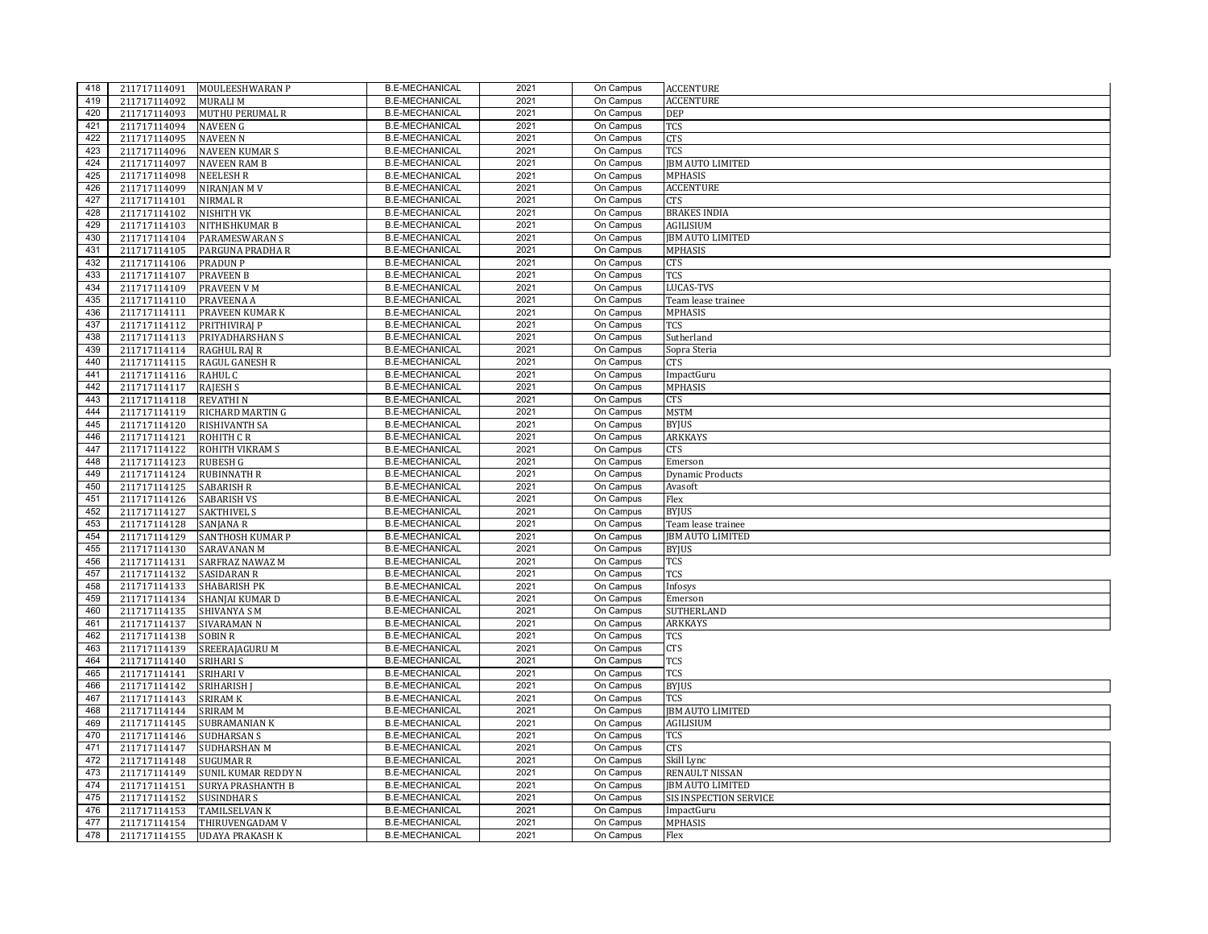| 418 | 211717114091 | MOULEESHWARAN P | B.E-MECHANICAL | 2021 | On Campus | ACCENTURE |
|---|---|---|---|---|---|---|
| 419 | 211717114092 | MURALI M | B.E-MECHANICAL | 2021 | On Campus | ACCENTURE |
| 420 | 211717114093 | MUTHU PERUMAL R | B.E-MECHANICAL | 2021 | On Campus | DEP |
| 421 | 211717114094 | NAVEEN G | B.E-MECHANICAL | 2021 | On Campus | TCS |
| 422 | 211717114095 | NAVEEN N | B.E-MECHANICAL | 2021 | On Campus | CTS |
| 423 | 211717114096 | NAVEEN KUMAR S | B.E-MECHANICAL | 2021 | On Campus | TCS |
| 424 | 211717114097 | NAVEEN RAM B | B.E-MECHANICAL | 2021 | On Campus | JBM AUTO LIMITED |
| 425 | 211717114098 | NEELESH R | B.E-MECHANICAL | 2021 | On Campus | MPHASIS |
| 426 | 211717114099 | NIRANJAN M V | B.E-MECHANICAL | 2021 | On Campus | ACCENTURE |
| 427 | 211717114101 | NIRMAL R | B.E-MECHANICAL | 2021 | On Campus | CTS |
| 428 | 211717114102 | NISHITH VK | B.E-MECHANICAL | 2021 | On Campus | BRAKES INDIA |
| 429 | 211717114103 | NITHISHKUMAR B | B.E-MECHANICAL | 2021 | On Campus | AGILISIUM |
| 430 | 211717114104 | PARAMESWARAN S | B.E-MECHANICAL | 2021 | On Campus | JBM AUTO LIMITED |
| 431 | 211717114105 | PARGUNA PRADHA R | B.E-MECHANICAL | 2021 | On Campus | MPHASIS |
| 432 | 211717114106 | PRADUN P | B.E-MECHANICAL | 2021 | On Campus | CTS |
| 433 | 211717114107 | PRAVEEN B | B.E-MECHANICAL | 2021 | On Campus | TCS |
| 434 | 211717114109 | PRAVEEN V M | B.E-MECHANICAL | 2021 | On Campus | LUCAS-TVS |
| 435 | 211717114110 | PRAVEENA A | B.E-MECHANICAL | 2021 | On Campus | Team lease trainee |
| 436 | 211717114111 | PRAVEEN KUMAR K | B.E-MECHANICAL | 2021 | On Campus | MPHASIS |
| 437 | 211717114112 | PRITHIVIRAJ P | B.E-MECHANICAL | 2021 | On Campus | TCS |
| 438 | 211717114113 | PRIYADHARSHAN S | B.E-MECHANICAL | 2021 | On Campus | Sutherland |
| 439 | 211717114114 | RAGHUL RAJ R | B.E-MECHANICAL | 2021 | On Campus | Sopra Steria |
| 440 | 211717114115 | RAGUL GANESH R | B.E-MECHANICAL | 2021 | On Campus | CTS |
| 441 | 211717114116 | RAHUL C | B.E-MECHANICAL | 2021 | On Campus | ImpactGuru |
| 442 | 211717114117 | RAJESH S | B.E-MECHANICAL | 2021 | On Campus | MPHASIS |
| 443 | 211717114118 | REVATHI N | B.E-MECHANICAL | 2021 | On Campus | CTS |
| 444 | 211717114119 | RICHARD MARTIN G | B.E-MECHANICAL | 2021 | On Campus | MSTM |
| 445 | 211717114120 | RISHIVANTH SA | B.E-MECHANICAL | 2021 | On Campus | BYJUS |
| 446 | 211717114121 | ROHITH C R | B.E-MECHANICAL | 2021 | On Campus | ARKKAYS |
| 447 | 211717114122 | ROHITH VIKRAM S | B.E-MECHANICAL | 2021 | On Campus | CTS |
| 448 | 211717114123 | RUBESH G | B.E-MECHANICAL | 2021 | On Campus | Emerson |
| 449 | 211717114124 | RUBINNATH R | B.E-MECHANICAL | 2021 | On Campus | Dynamic Products |
| 450 | 211717114125 | SABARISH R | B.E-MECHANICAL | 2021 | On Campus | Avasoft |
| 451 | 211717114126 | SABARISH VS | B.E-MECHANICAL | 2021 | On Campus | Flex |
| 452 | 211717114127 | SAKTHIVEL S | B.E-MECHANICAL | 2021 | On Campus | BYJUS |
| 453 | 211717114128 | SANJANA R | B.E-MECHANICAL | 2021 | On Campus | Team lease trainee |
| 454 | 211717114129 | SANTHOSH KUMAR P | B.E-MECHANICAL | 2021 | On Campus | JBM AUTO LIMITED |
| 455 | 211717114130 | SARAVANAN M | B.E-MECHANICAL | 2021 | On Campus | BYJUS |
| 456 | 211717114131 | SARFRAZ NAWAZ M | B.E-MECHANICAL | 2021 | On Campus | TCS |
| 457 | 211717114132 | SASIDARAN R | B.E-MECHANICAL | 2021 | On Campus | TCS |
| 458 | 211717114133 | SHABARISH PK | B.E-MECHANICAL | 2021 | On Campus | Infosys |
| 459 | 211717114134 | SHANJAI KUMAR D | B.E-MECHANICAL | 2021 | On Campus | Emerson |
| 460 | 211717114135 | SHIVANYA S M | B.E-MECHANICAL | 2021 | On Campus | SUTHERLAND |
| 461 | 211717114137 | SIVARAMAN N | B.E-MECHANICAL | 2021 | On Campus | ARKKAYS |
| 462 | 211717114138 | SOBIN R | B.E-MECHANICAL | 2021 | On Campus | TCS |
| 463 | 211717114139 | SREERAJAGURU M | B.E-MECHANICAL | 2021 | On Campus | CTS |
| 464 | 211717114140 | SRIHARI S | B.E-MECHANICAL | 2021 | On Campus | TCS |
| 465 | 211717114141 | SRIHARI V | B.E-MECHANICAL | 2021 | On Campus | TCS |
| 466 | 211717114142 | SRIHARISH J | B.E-MECHANICAL | 2021 | On Campus | BYJUS |
| 467 | 211717114143 | SRIRAM K | B.E-MECHANICAL | 2021 | On Campus | TCS |
| 468 | 211717114144 | SRIRAM M | B.E-MECHANICAL | 2021 | On Campus | JBM AUTO LIMITED |
| 469 | 211717114145 | SUBRAMANIAN K | B.E-MECHANICAL | 2021 | On Campus | AGILISIUM |
| 470 | 211717114146 | SUDHARSAN S | B.E-MECHANICAL | 2021 | On Campus | TCS |
| 471 | 211717114147 | SUDHARSHAN M | B.E-MECHANICAL | 2021 | On Campus | CTS |
| 472 | 211717114148 | SUGUMAR R | B.E-MECHANICAL | 2021 | On Campus | Skill Lync |
| 473 | 211717114149 | SUNIL KUMAR REDDY N | B.E-MECHANICAL | 2021 | On Campus | RENAULT NISSAN |
| 474 | 211717114151 | SURYA PRASHANTH B | B.E-MECHANICAL | 2021 | On Campus | JBM AUTO LIMITED |
| 475 | 211717114152 | SUSINDHAR S | B.E-MECHANICAL | 2021 | On Campus | SIS INSPECTION SERVICE |
| 476 | 211717114153 | TAMILSELVAN K | B.E-MECHANICAL | 2021 | On Campus | ImpactGuru |
| 477 | 211717114154 | THIRUVENGADAM V | B.E-MECHANICAL | 2021 | On Campus | MPHASIS |
| 478 | 211717114155 | UDAYA PRAKASH K | B.E-MECHANICAL | 2021 | On Campus | Flex |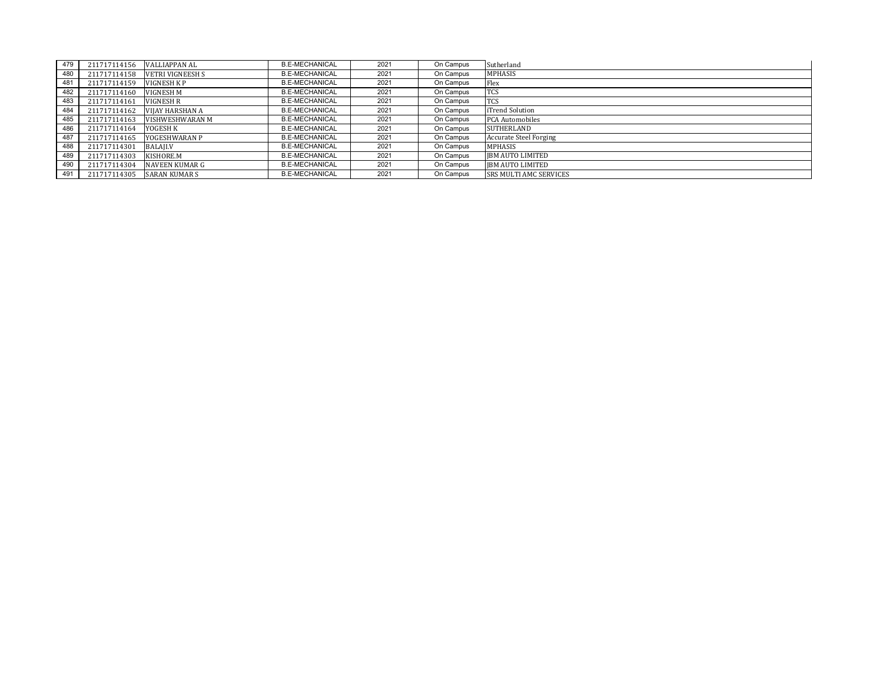| | | | | | | |
|---|---|---|---|---|---|---|
| 479 | 211717114156 | VALLIAPPAN AL | B.E-MECHANICAL | 2021 | On Campus | Sutherland |
| 480 | 211717114158 | VETRI VIGNEESH S | B.E-MECHANICAL | 2021 | On Campus | MPHASIS |
| 481 | 211717114159 | VIGNESH K P | B.E-MECHANICAL | 2021 | On Campus | Flex |
| 482 | 211717114160 | VIGNESH M | B.E-MECHANICAL | 2021 | On Campus | TCS |
| 483 | 211717114161 | VIGNESH R | B.E-MECHANICAL | 2021 | On Campus | TCS |
| 484 | 211717114162 | VIJAY HARSHAN A | B.E-MECHANICAL | 2021 | On Campus | iTrend Solution |
| 485 | 211717114163 | VISHWESHWARAN M | B.E-MECHANICAL | 2021 | On Campus | PCA Automobiles |
| 486 | 211717114164 | YOGESH K | B.E-MECHANICAL | 2021 | On Campus | SUTHERLAND |
| 487 | 211717114165 | YOGESHWARAN P | B.E-MECHANICAL | 2021 | On Campus | Accurate Steel Forging |
| 488 | 211717114301 | BALAJI.V | B.E-MECHANICAL | 2021 | On Campus | MPHASIS |
| 489 | 211717114303 | KISHORE.M | B.E-MECHANICAL | 2021 | On Campus | JBM AUTO LIMITED |
| 490 | 211717114304 | NAVEEN KUMAR G | B.E-MECHANICAL | 2021 | On Campus | JBM AUTO LIMITED |
| 491 | 211717114305 | SARAN KUMAR S | B.E-MECHANICAL | 2021 | On Campus | SRS MULTI AMC SERVICES |